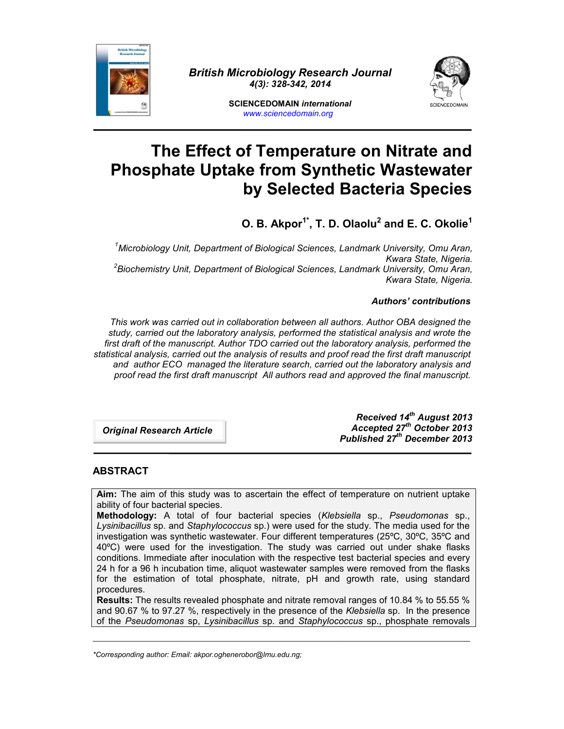British Microbiology Research Journal
4(3): 328-342, 2014

SCIENCEDOMAIN *international*
www.sciencedomain.org

# The Effect of Temperature on Nitrate and Phosphate Uptake from Synthetic Wastewater by Selected Bacteria Species

**O. B. Akpor[1*], T. D. Olaolu[2] and E. C. Okolie[1]**

*[1]Microbiology Unit, Department of Biological Sciences, Landmark University, Omu Aran, Kwara State, Nigeria.*
*[2]Biochemistry Unit, Department of Biological Sciences, Landmark University, Omu Aran, Kwara State, Nigeria.*

***Authors' contributions***

*This work was carried out in collaboration between all authors. Author OBA designed the study, carried out the laboratory analysis, performed the statistical analysis and wrote the first draft of the manuscript. Author TDO carried out the laboratory analysis, performed the statistical analysis, carried out the analysis of results and proof read the first draft manuscript and author ECO managed the literature search, carried out the laboratory analysis and proof read the first draft manuscript All authors read and approved the final manuscript.*

***Original Research Article***

***Received 14th August 2013***
***Accepted 27th October 2013***
***Published 27th December 2013***

## ABSTRACT

**Aim:** The aim of this study was to ascertain the effect of temperature on nutrient uptake ability of four bacterial species.

**Methodology:** A total of four bacterial species (*Klebsiella* sp., *Pseudomonas* sp., *Lysinibacillus* sp. and *Staphylococcus* sp.) were used for the study. The media used for the investigation was synthetic wastewater. Four different temperatures (25ºC, 30ºC, 35ºC and 40ºC) were used for the investigation. The study was carried out under shake flasks conditions. Immediate after inoculation with the respective test bacterial species and every 24 h for a 96 h incubation time, aliquot wastewater samples were removed from the flasks for the estimation of total phosphate, nitrate, pH and growth rate, using standard procedures.

**Results:** The results revealed phosphate and nitrate removal ranges of 10.84 % to 55.55 % and 90.67 % to 97.27 %, respectively in the presence of the *Klebsiella* sp. In the presence of the *Pseudomonas* sp, *Lysinibacillus* sp. and *Staphylococcus* sp., phosphate removals

*\*Corresponding author: Email: akpor.oghenerobor@lmu.edu.ng;*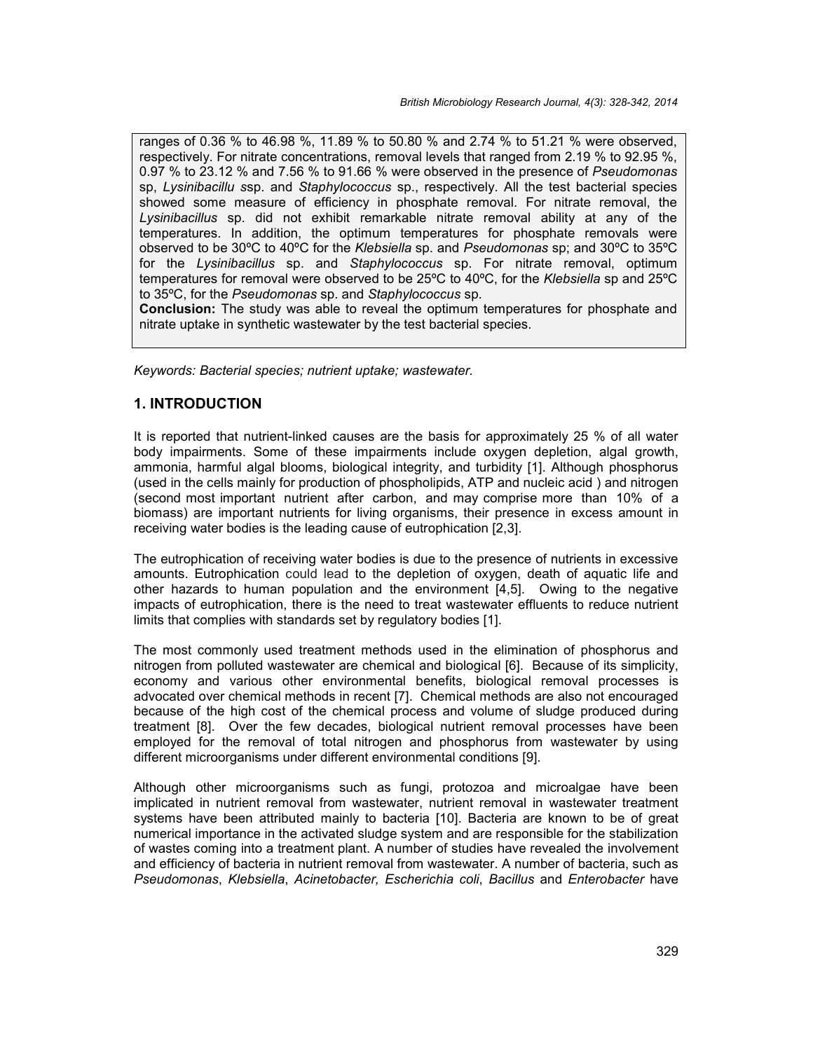ranges of 0.36 % to 46.98 %, 11.89 % to 50.80 % and 2.74 % to 51.21 % were observed, respectively. For nitrate concentrations, removal levels that ranged from 2.19 % to 92.95 %, 0.97 % to 23.12 % and 7.56 % to 91.66 % were observed in the presence of *Pseudomonas* sp, *Lysinibacillu s*sp. and *Staphylococcus* sp., respectively. All the test bacterial species showed some measure of efficiency in phosphate removal. For nitrate removal, the *Lysinibacillus* sp. did not exhibit remarkable nitrate removal ability at any of the temperatures. In addition, the optimum temperatures for phosphate removals were observed to be 30ºC to 40ºC for the *Klebsiella* sp. and *Pseudomonas* sp; and 30ºC to 35ºC for the *Lysinibacillus* sp. and *Staphylococcus* sp. For nitrate removal, optimum temperatures for removal were observed to be 25ºC to 40ºC, for the *Klebsiella* sp and 25ºC to 35ºC, for the *Pseudomonas* sp. and *Staphylococcus* sp.

**Conclusion:** The study was able to reveal the optimum temperatures for phosphate and nitrate uptake in synthetic wastewater by the test bacterial species.

*Keywords: Bacterial species; nutrient uptake; wastewater.*

## 1. INTRODUCTION

It is reported that nutrient-linked causes are the basis for approximately 25 % of all water body impairments. Some of these impairments include oxygen depletion, algal growth, ammonia, harmful algal blooms, biological integrity, and turbidity [1]. Although phosphorus (used in the cells mainly for production of phospholipids, ATP and nucleic acid ) and nitrogen (second most important nutrient after carbon, and may comprise more than 10% of a biomass) are important nutrients for living organisms, their presence in excess amount in receiving water bodies is the leading cause of eutrophication [2,3].

The eutrophication of receiving water bodies is due to the presence of nutrients in excessive amounts. Eutrophication could lead to the depletion of oxygen, death of aquatic life and other hazards to human population and the environment [4,5]. Owing to the negative impacts of eutrophication, there is the need to treat wastewater effluents to reduce nutrient limits that complies with standards set by regulatory bodies [1].

The most commonly used treatment methods used in the elimination of phosphorus and nitrogen from polluted wastewater are chemical and biological [6]. Because of its simplicity, economy and various other environmental benefits, biological removal processes is advocated over chemical methods in recent [7]. Chemical methods are also not encouraged because of the high cost of the chemical process and volume of sludge produced during treatment [8]. Over the few decades, biological nutrient removal processes have been employed for the removal of total nitrogen and phosphorus from wastewater by using different microorganisms under different environmental conditions [9].

Although other microorganisms such as fungi, protozoa and microalgae have been implicated in nutrient removal from wastewater, nutrient removal in wastewater treatment systems have been attributed mainly to bacteria [10]. Bacteria are known to be of great numerical importance in the activated sludge system and are responsible for the stabilization of wastes coming into a treatment plant. A number of studies have revealed the involvement and efficiency of bacteria in nutrient removal from wastewater. A number of bacteria, such as *Pseudomonas*, *Klebsiella*, *Acinetobacter, Escherichia coli*, *Bacillus* and *Enterobacter* have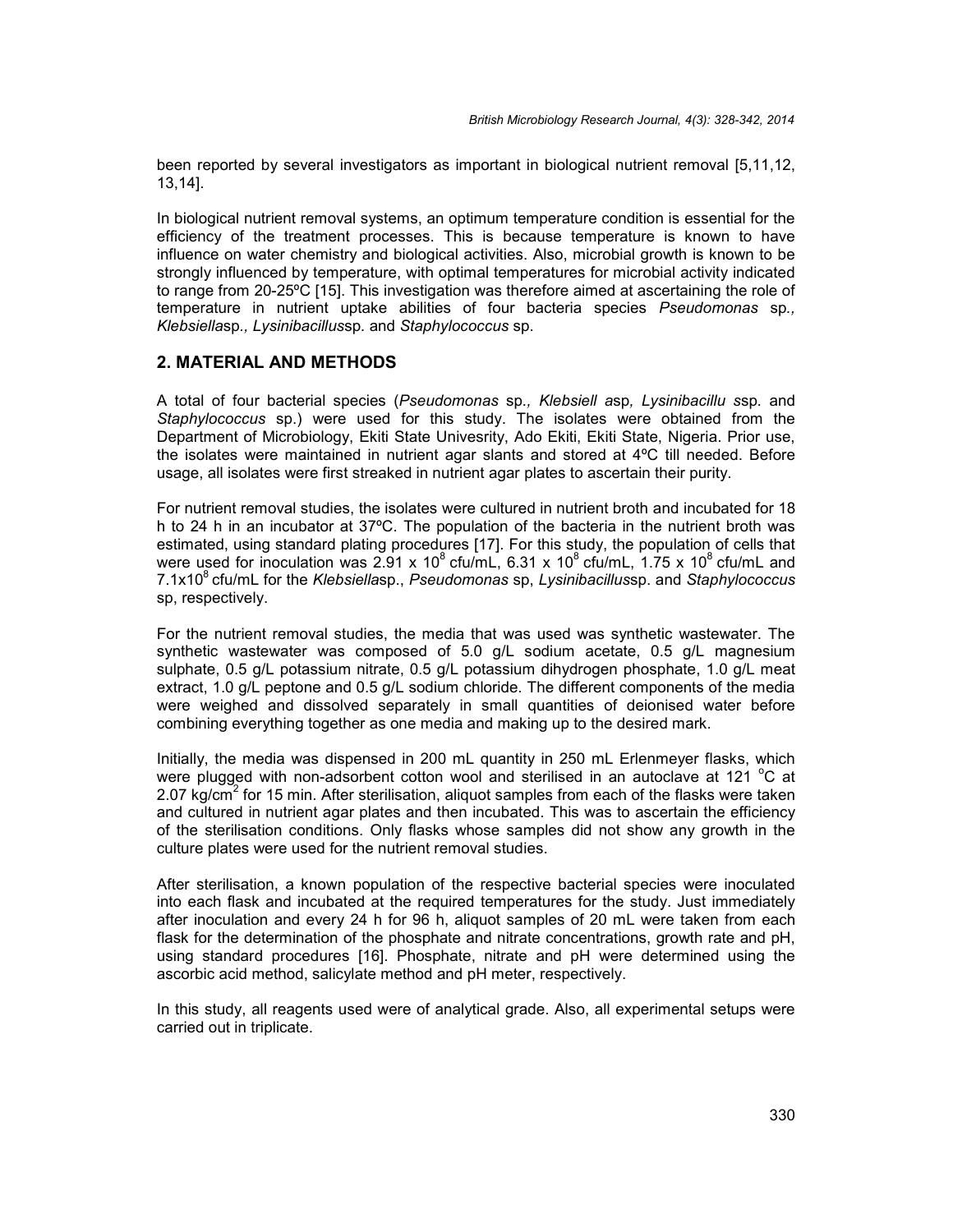been reported by several investigators as important in biological nutrient removal [5,11,12, 13,14].

In biological nutrient removal systems, an optimum temperature condition is essential for the efficiency of the treatment processes. This is because temperature is known to have influence on water chemistry and biological activities. Also, microbial growth is known to be strongly influenced by temperature, with optimal temperatures for microbial activity indicated to range from 20-25ºC [15]. This investigation was therefore aimed at ascertaining the role of temperature in nutrient uptake abilities of four bacteria species *Pseudomonas* sp*., Klebsiella*sp*., Lysinibacillus*sp*.* and *Staphylococcus* sp.

## 2. MATERIAL AND METHODS

A total of four bacterial species (*Pseudomonas* sp*., Klebsiell a*sp*, Lysinibacillu s*sp. and *Staphylococcus* sp.) were used for this study. The isolates were obtained from the Department of Microbiology, Ekiti State Univesrity, Ado Ekiti, Ekiti State, Nigeria. Prior use, the isolates were maintained in nutrient agar slants and stored at 4ºC till needed. Before usage, all isolates were first streaked in nutrient agar plates to ascertain their purity.

For nutrient removal studies, the isolates were cultured in nutrient broth and incubated for 18 h to 24 h in an incubator at 37ºC. The population of the bacteria in the nutrient broth was estimated, using standard plating procedures [17]. For this study, the population of cells that were used for inoculation was $2.91 \times 10^8$ cfu/mL, $6.31 \times 10^8$ cfu/mL, $1.75 \times 10^8$ cfu/mL and $7.1 \times 10^8$ cfu/mL for the *Klebsiella*sp., *Pseudomonas* sp, *Lysinibacillus*sp. and *Staphylococcus* sp, respectively.

For the nutrient removal studies, the media that was used was synthetic wastewater. The synthetic wastewater was composed of 5.0 g/L sodium acetate, 0.5 g/L magnesium sulphate, 0.5 g/L potassium nitrate, 0.5 g/L potassium dihydrogen phosphate, 1.0 g/L meat extract, 1.0 g/L peptone and 0.5 g/L sodium chloride. The different components of the media were weighed and dissolved separately in small quantities of deionised water before combining everything together as one media and making up to the desired mark.

Initially, the media was dispensed in 200 mL quantity in 250 mL Erlenmeyer flasks, which were plugged with non-adsorbent cotton wool and sterilised in an autoclave at 121 °C at 2.07 kg/cm$^2$ for 15 min. After sterilisation, aliquot samples from each of the flasks were taken and cultured in nutrient agar plates and then incubated. This was to ascertain the efficiency of the sterilisation conditions. Only flasks whose samples did not show any growth in the culture plates were used for the nutrient removal studies.

After sterilisation, a known population of the respective bacterial species were inoculated into each flask and incubated at the required temperatures for the study. Just immediately after inoculation and every 24 h for 96 h, aliquot samples of 20 mL were taken from each flask for the determination of the phosphate and nitrate concentrations, growth rate and pH, using standard procedures [16]. Phosphate, nitrate and pH were determined using the ascorbic acid method, salicylate method and pH meter, respectively.

In this study, all reagents used were of analytical grade. Also, all experimental setups were carried out in triplicate.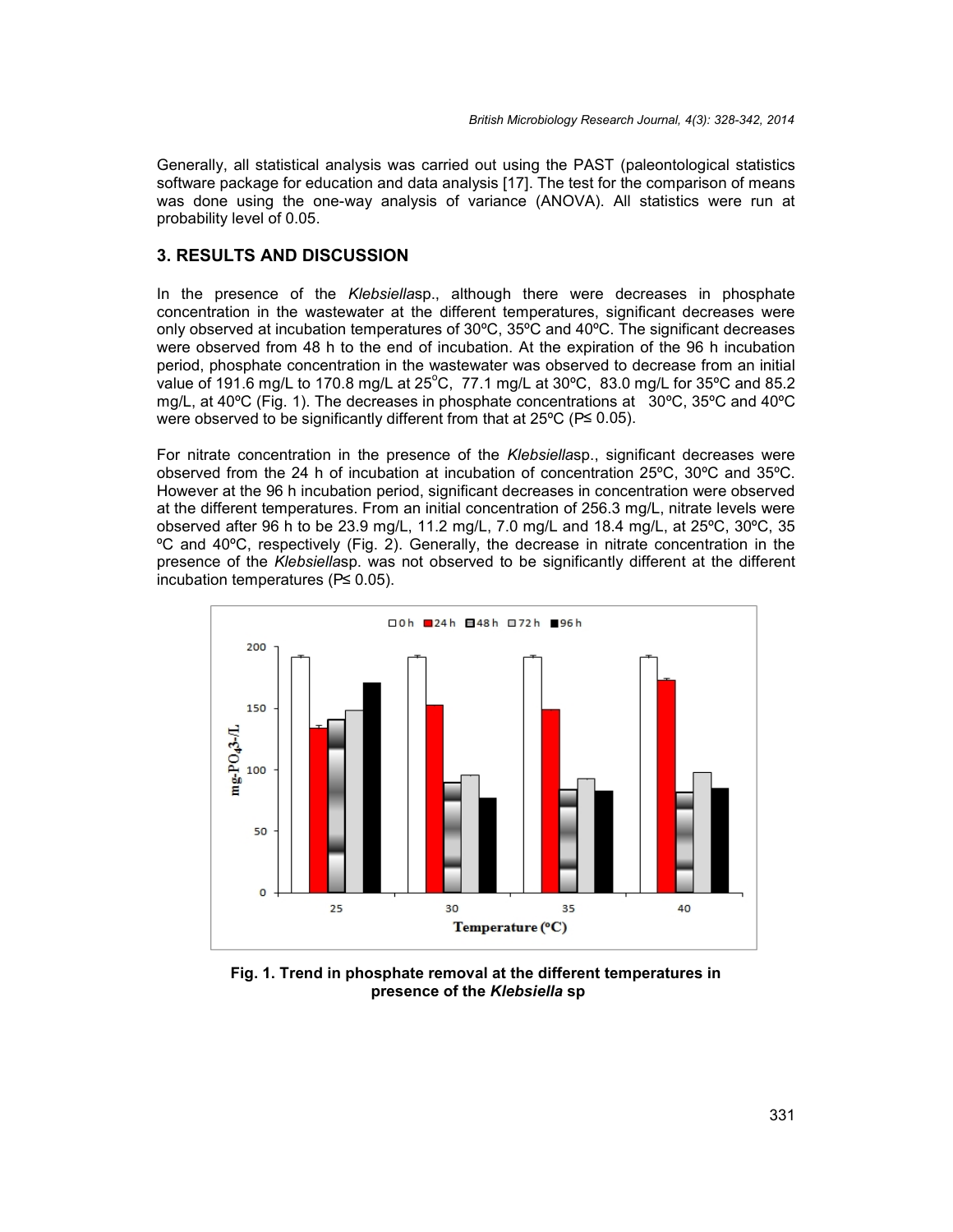Generally, all statistical analysis was carried out using the PAST (paleontological statistics software package for education and data analysis [17]. The test for the comparison of means was done using the one-way analysis of variance (ANOVA). All statistics were run at probability level of 0.05.

## 3. RESULTS AND DISCUSSION

In the presence of the *Klebsiella*sp., although there were decreases in phosphate concentration in the wastewater at the different temperatures, significant decreases were only observed at incubation temperatures of 30ºC, 35ºC and 40ºC. The significant decreases were observed from 48 h to the end of incubation. At the expiration of the 96 h incubation period, phosphate concentration in the wastewater was observed to decrease from an initial value of 191.6 mg/L to 170.8 mg/L at 25°C, 77.1 mg/L at 30ºC, 83.0 mg/L for 35ºC and 85.2 mg/L, at 40ºC (Fig. 1). The decreases in phosphate concentrations at 30ºC, 35ºC and 40ºC were observed to be significantly different from that at 25ºC ($P \leq 0.05$).

For nitrate concentration in the presence of the *Klebsiella*sp., significant decreases were observed from the 24 h of incubation at incubation of concentration 25ºC, 30ºC and 35ºC. However at the 96 h incubation period, significant decreases in concentration were observed at the different temperatures. From an initial concentration of 256.3 mg/L, nitrate levels were observed after 96 h to be 23.9 mg/L, 11.2 mg/L, 7.0 mg/L and 18.4 mg/L, at 25ºC, 30ºC, 35 ºC and 40ºC, respectively (Fig. 2). Generally, the decrease in nitrate concentration in the presence of the *Klebsiella*sp. was not observed to be significantly different at the different incubation temperatures ($P \leq 0.05$).

**Fig. 1. Trend in phosphate removal at the different temperatures in presence of the *Klebsiella* sp**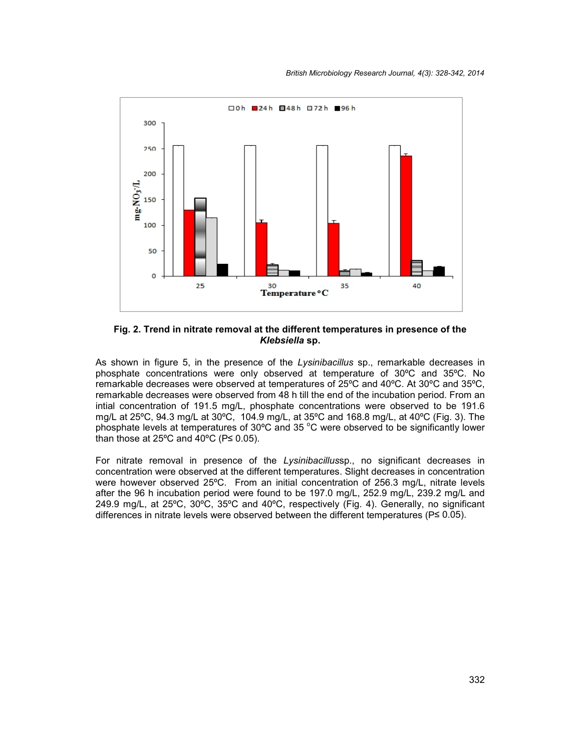**Fig. 2. Trend in nitrate removal at the different temperatures in presence of the *Klebsiella* sp.**

As shown in figure 5, in the presence of the *Lysinibacillus* sp., remarkable decreases in phosphate concentrations were only observed at temperature of 30ºC and 35ºC. No remarkable decreases were observed at temperatures of 25ºC and 40ºC. At 30ºC and 35ºC, remarkable decreases were observed from 48 h till the end of the incubation period. From an intial concentration of 191.5 mg/L, phosphate concentrations were observed to be 191.6 mg/L at 25ºC, 94.3 mg/L at 30ºC, 104.9 mg/L, at 35ºC and 168.8 mg/L, at 40ºC (Fig. 3). The phosphate levels at temperatures of 30ºC and 35 °C were observed to be significantly lower than those at 25ºC and 40ºC ($P \leq 0.05$).

For nitrate removal in presence of the *Lysinibacillus*sp., no significant decreases in concentration were observed at the different temperatures. Slight decreases in concentration were however observed 25ºC. From an initial concentration of 256.3 mg/L, nitrate levels after the 96 h incubation period were found to be 197.0 mg/L, 252.9 mg/L, 239.2 mg/L and 249.9 mg/L, at 25ºC, 30ºC, 35ºC and 40ºC, respectively (Fig. 4). Generally, no significant differences in nitrate levels were observed between the different temperatures ($P \leq 0.05$).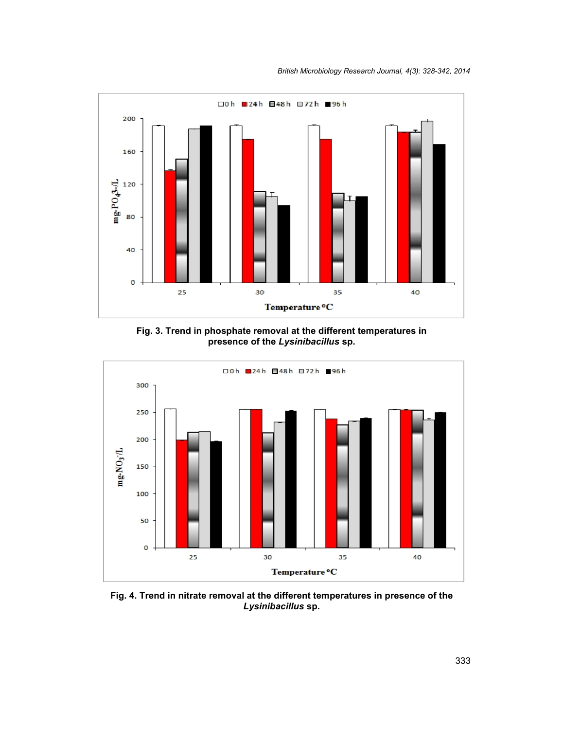Fig. 3. Trend in phosphate removal at the different temperatures in presence of the *Lysinibacillus* sp.

Fig. 4. Trend in nitrate removal at the different temperatures in presence of the *Lysinibacillus* sp.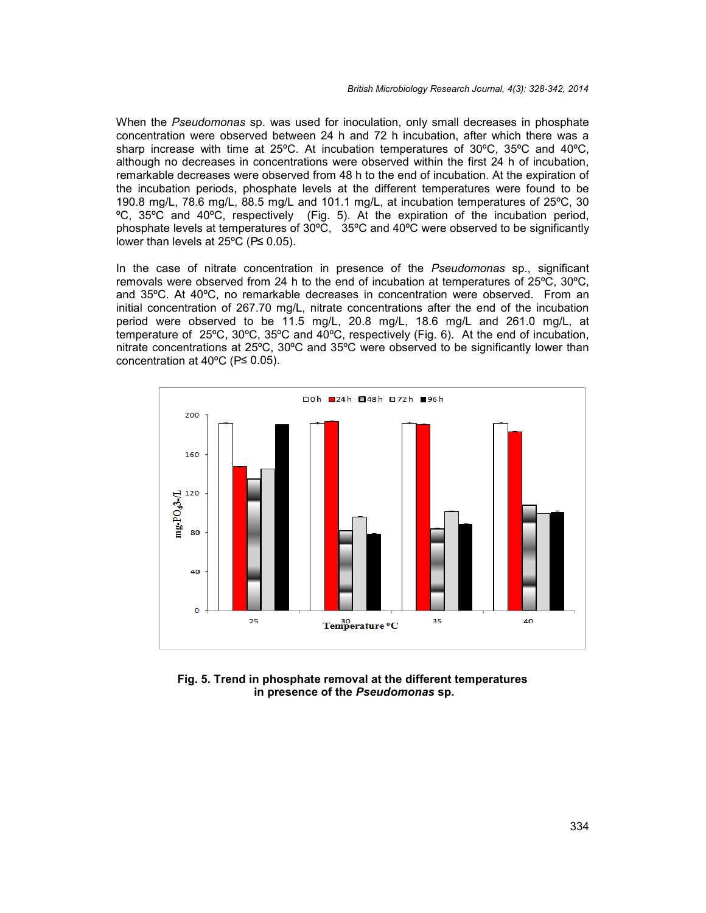When the *Pseudomonas* sp. was used for inoculation, only small decreases in phosphate concentration were observed between 24 h and 72 h incubation, after which there was a sharp increase with time at 25ºC. At incubation temperatures of 30ºC, 35ºC and 40ºC, although no decreases in concentrations were observed within the first 24 h of incubation, remarkable decreases were observed from 48 h to the end of incubation. At the expiration of the incubation periods, phosphate levels at the different temperatures were found to be 190.8 mg/L, 78.6 mg/L, 88.5 mg/L and 101.1 mg/L, at incubation temperatures of 25ºC, 30 ºC, 35ºC and 40ºC, respectively (Fig. 5). At the expiration of the incubation period, phosphate levels at temperatures of 30ºC, 35ºC and 40ºC were observed to be significantly lower than levels at 25ºC ($P \leq 0.05$).

In the case of nitrate concentration in presence of the *Pseudomonas* sp., significant removals were observed from 24 h to the end of incubation at temperatures of 25ºC, 30ºC, and 35ºC. At 40ºC, no remarkable decreases in concentration were observed. From an initial concentration of 267.70 mg/L, nitrate concentrations after the end of the incubation period were observed to be 11.5 mg/L, 20.8 mg/L, 18.6 mg/L and 261.0 mg/L, at temperature of 25ºC, 30ºC, 35ºC and 40ºC, respectively (Fig. 6). At the end of incubation, nitrate concentrations at 25ºC, 30ºC and 35ºC were observed to be significantly lower than concentration at 40ºC ($P \leq 0.05$).

**Fig. 5. Trend in phosphate removal at the different temperatures in presence of the *Pseudomonas* sp.**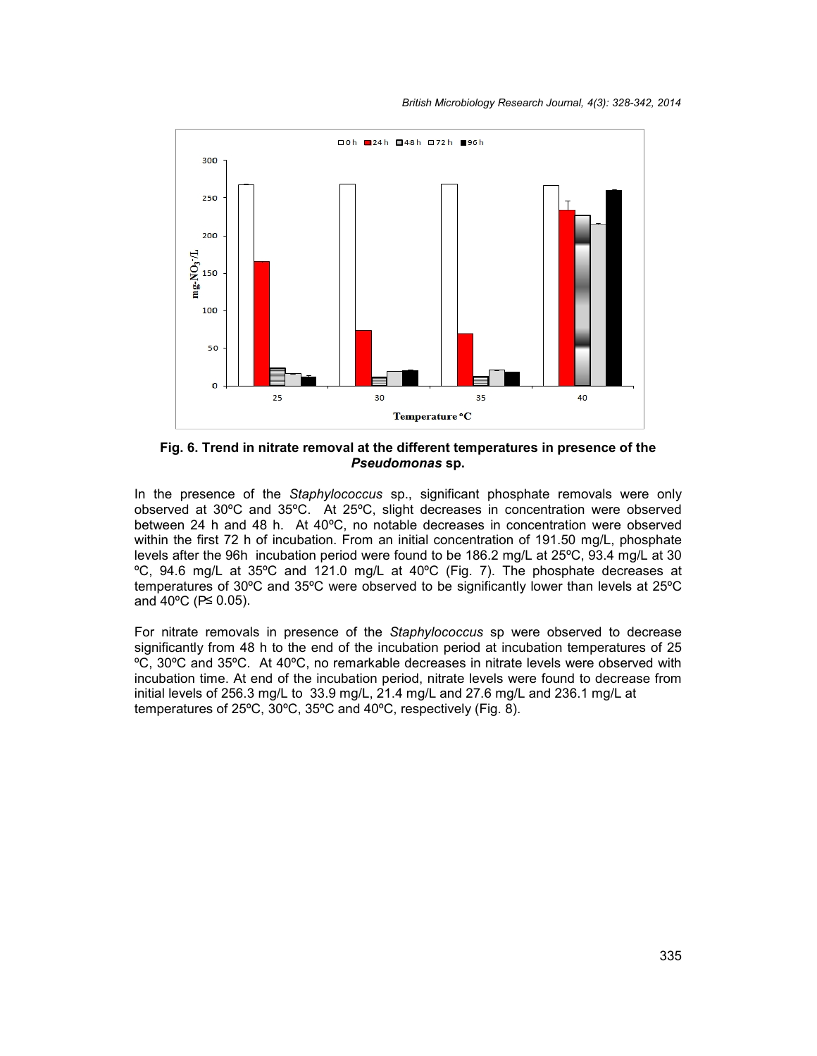**Fig. 6. Trend in nitrate removal at the different temperatures in presence of the *Pseudomonas* sp.**

In the presence of the *Staphylococcus* sp., significant phosphate removals were only observed at 30ºC and 35ºC. At 25ºC, slight decreases in concentration were observed between 24 h and 48 h. At 40ºC, no notable decreases in concentration were observed within the first 72 h of incubation. From an initial concentration of 191.50 mg/L, phosphate levels after the 96h incubation period were found to be 186.2 mg/L at 25ºC, 93.4 mg/L at 30 ºC, 94.6 mg/L at 35ºC and 121.0 mg/L at 40ºC (Fig. 7). The phosphate decreases at temperatures of 30ºC and 35ºC were observed to be significantly lower than levels at 25ºC and 40ºC ($P \leq 0.05$).

For nitrate removals in presence of the *Staphylococcus* sp were observed to decrease significantly from 48 h to the end of the incubation period at incubation temperatures of 25 ºC, 30ºC and 35ºC. At 40ºC, no remarkable decreases in nitrate levels were observed with incubation time. At end of the incubation period, nitrate levels were found to decrease from initial levels of 256.3 mg/L to 33.9 mg/L, 21.4 mg/L and 27.6 mg/L and 236.1 mg/L at temperatures of 25ºC, 30ºC, 35ºC and 40ºC, respectively (Fig. 8).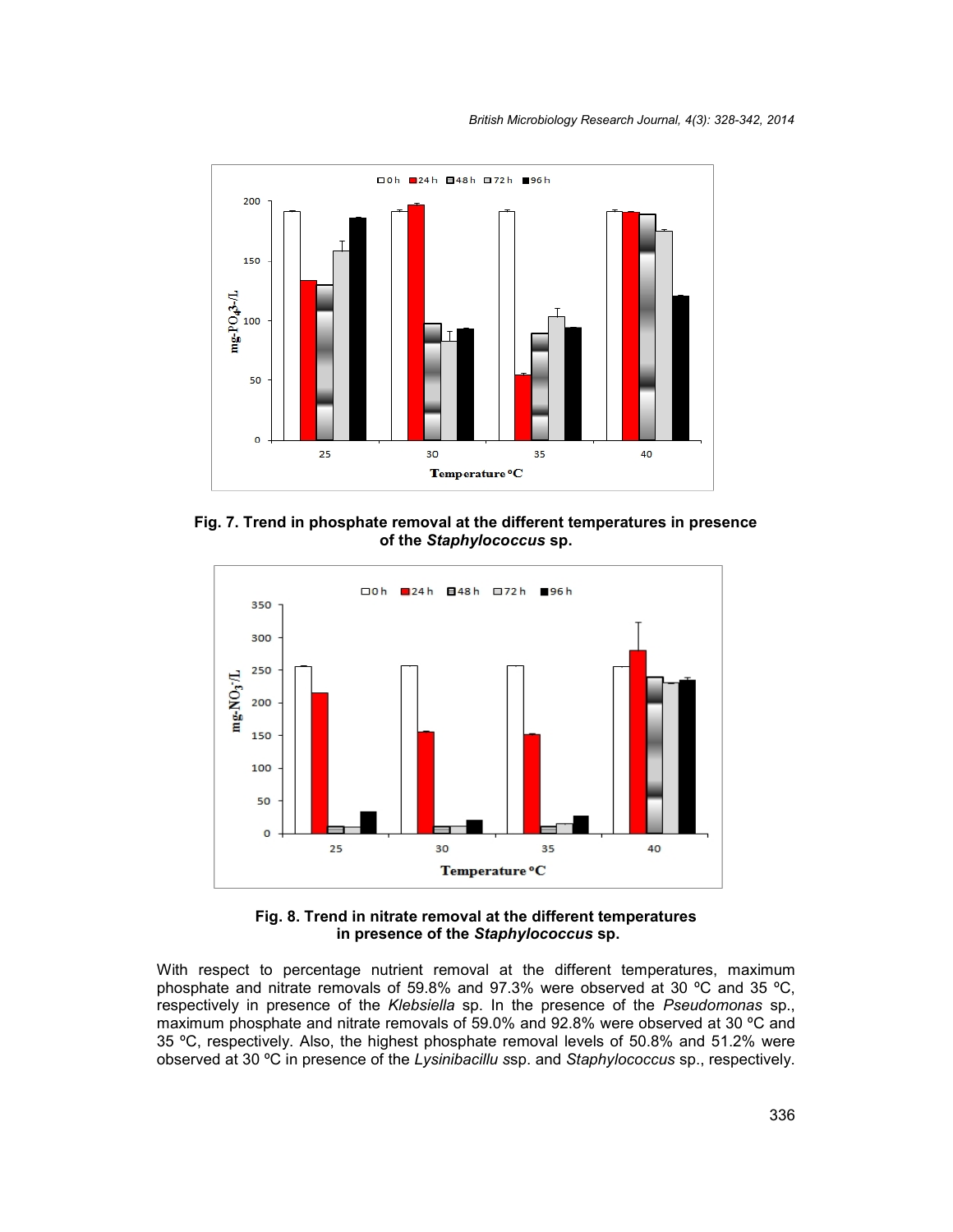**Fig. 7. Trend in phosphate removal at the different temperatures in presence of the *Staphylococcus* sp.**

**Fig. 8. Trend in nitrate removal at the different temperatures in presence of the *Staphylococcus* sp.**

With respect to percentage nutrient removal at the different temperatures, maximum phosphate and nitrate removals of 59.8% and 97.3% were observed at 30 ºC and 35 ºC, respectively in presence of the *Klebsiella* sp. In the presence of the *Pseudomonas* sp., maximum phosphate and nitrate removals of 59.0% and 92.8% were observed at 30 ºC and 35 ºC, respectively. Also, the highest phosphate removal levels of 50.8% and 51.2% were observed at 30 ºC in presence of the *Lysinibacillu s*sp. and *Staphylococcus* sp., respectively.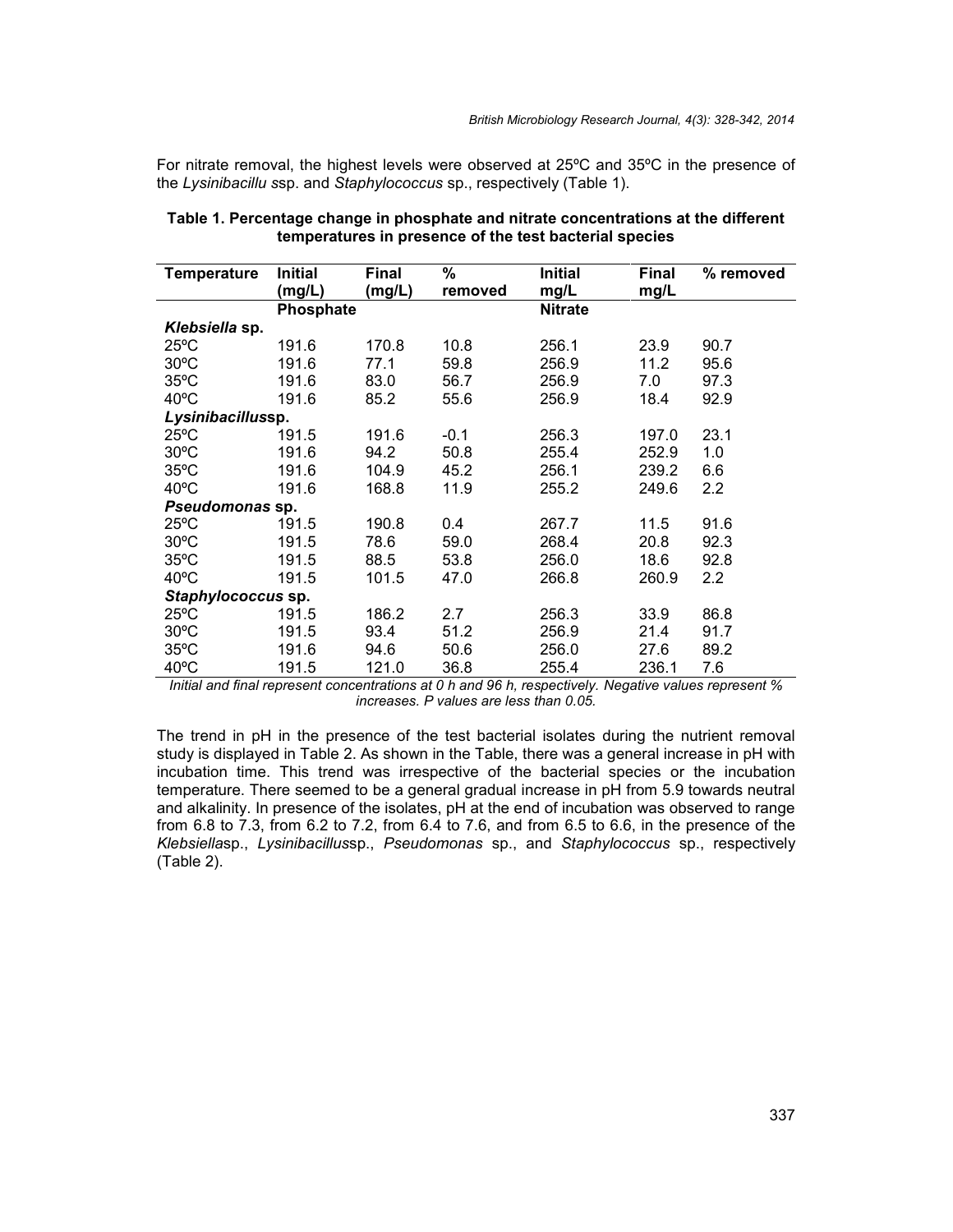For nitrate removal, the highest levels were observed at 25ºC and 35ºC in the presence of the *Lysinibacillu s*sp. and *Staphylococcus* sp., respectively (Table 1).

**Table 1. Percentage change in phosphate and nitrate concentrations at the different temperatures in presence of the test bacterial species**

| Temperature | Initial (mg/L) | Final (mg/L) | % removed | Initial mg/L | Final mg/L | % removed |
|---|---|---|---|---|---|---|
| | **Phosphate** | | | **Nitrate** | | |
| ***Klebsiella* sp.** | | | | | | |
| 25ºC | 191.6 | 170.8 | 10.8 | 256.1 | 23.9 | 90.7 |
| 30ºC | 191.6 | 77.1 | 59.8 | 256.9 | 11.2 | 95.6 |
| 35ºC | 191.6 | 83.0 | 56.7 | 256.9 | 7.0 | 97.3 |
| 40ºC | 191.6 | 85.2 | 55.6 | 256.9 | 18.4 | 92.9 |
| ***Lysinibacillus*sp.** | | | | | | |
| 25ºC | 191.5 | 191.6 | -0.1 | 256.3 | 197.0 | 23.1 |
| 30ºC | 191.6 | 94.2 | 50.8 | 255.4 | 252.9 | 1.0 |
| 35ºC | 191.6 | 104.9 | 45.2 | 256.1 | 239.2 | 6.6 |
| 40ºC | 191.6 | 168.8 | 11.9 | 255.2 | 249.6 | 2.2 |
| ***Pseudomonas* sp.** | | | | | | |
| 25ºC | 191.5 | 190.8 | 0.4 | 267.7 | 11.5 | 91.6 |
| 30ºC | 191.5 | 78.6 | 59.0 | 268.4 | 20.8 | 92.3 |
| 35ºC | 191.5 | 88.5 | 53.8 | 256.0 | 18.6 | 92.8 |
| 40ºC | 191.5 | 101.5 | 47.0 | 266.8 | 260.9 | 2.2 |
| ***Staphylococcus* sp.** | | | | | | |
| 25ºC | 191.5 | 186.2 | 2.7 | 256.3 | 33.9 | 86.8 |
| 30ºC | 191.5 | 93.4 | 51.2 | 256.9 | 21.4 | 91.7 |
| 35ºC | 191.6 | 94.6 | 50.6 | 256.0 | 27.6 | 89.2 |
| 40ºC | 191.5 | 121.0 | 36.8 | 255.4 | 236.1 | 7.6 |

*Initial and final represent concentrations at 0 h and 96 h, respectively. Negative values represent % increases. P values are less than 0.05.*

The trend in pH in the presence of the test bacterial isolates during the nutrient removal study is displayed in Table 2. As shown in the Table, there was a general increase in pH with incubation time. This trend was irrespective of the bacterial species or the incubation temperature. There seemed to be a general gradual increase in pH from 5.9 towards neutral and alkalinity. In presence of the isolates, pH at the end of incubation was observed to range from 6.8 to 7.3, from 6.2 to 7.2, from 6.4 to 7.6, and from 6.5 to 6.6, in the presence of the *Klebsiella*sp., *Lysinibacillus*sp., *Pseudomonas* sp., and *Staphylococcus* sp., respectively (Table 2).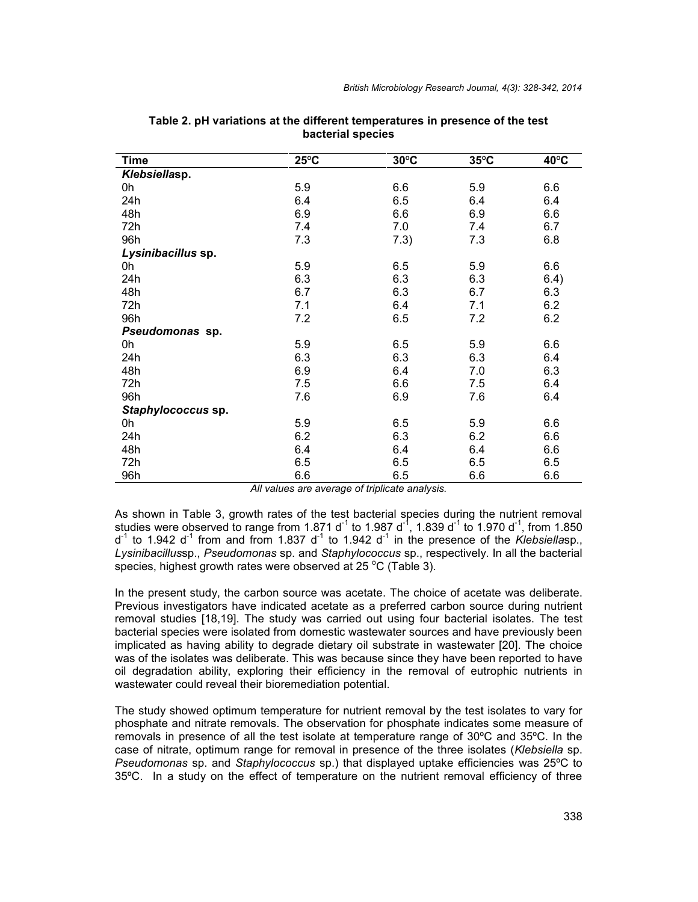**Table 2. pH variations at the different temperatures in presence of the test bacterial species**

| Time | 25°C | 30°C | 35°C | 40°C |
|---|---|---|---|---|
| ***Klebsiella*sp.** | | | | |
| 0h | 5.9 | 6.6 | 5.9 | 6.6 |
| 24h | 6.4 | 6.5 | 6.4 | 6.4 |
| 48h | 6.9 | 6.6 | 6.9 | 6.6 |
| 72h | 7.4 | 7.0 | 7.4 | 6.7 |
| 96h | 7.3 | 7.3) | 7.3 | 6.8 |
| ***Lysinibacillus* sp.** | | | | |
| 0h | 5.9 | 6.5 | 5.9 | 6.6 |
| 24h | 6.3 | 6.3 | 6.3 | 6.4) |
| 48h | 6.7 | 6.3 | 6.7 | 6.3 |
| 72h | 7.1 | 6.4 | 7.1 | 6.2 |
| 96h | 7.2 | 6.5 | 7.2 | 6.2 |
| ***Pseudomonas* sp.** | | | | |
| 0h | 5.9 | 6.5 | 5.9 | 6.6 |
| 24h | 6.3 | 6.3 | 6.3 | 6.4 |
| 48h | 6.9 | 6.4 | 7.0 | 6.3 |
| 72h | 7.5 | 6.6 | 7.5 | 6.4 |
| 96h | 7.6 | 6.9 | 7.6 | 6.4 |
| ***Staphylococcus* sp.** | | | | |
| 0h | 5.9 | 6.5 | 5.9 | 6.6 |
| 24h | 6.2 | 6.3 | 6.2 | 6.6 |
| 48h | 6.4 | 6.4 | 6.4 | 6.6 |
| 72h | 6.5 | 6.5 | 6.5 | 6.5 |
| 96h | 6.6 | 6.5 | 6.6 | 6.6 |

*All values are average of triplicate analysis.*

As shown in Table 3, growth rates of the test bacterial species during the nutrient removal studies were observed to range from 1.871 $d^{-1}$ to 1.987 $d^{-1}$, 1.839 $d^{-1}$ to 1.970 $d^{-1}$, from 1.850 $d^{-1}$ to 1.942 $d^{-1}$ from and from 1.837 $d^{-1}$ to 1.942 $d^{-1}$ in the presence of the *Klebsiella*sp., *Lysinibacillus*sp., *Pseudomonas* sp. and *Staphylococcus* sp., respectively. In all the bacterial species, highest growth rates were observed at 25 °C (Table 3).

In the present study, the carbon source was acetate. The choice of acetate was deliberate. Previous investigators have indicated acetate as a preferred carbon source during nutrient removal studies [18,19]. The study was carried out using four bacterial isolates. The test bacterial species were isolated from domestic wastewater sources and have previously been implicated as having ability to degrade dietary oil substrate in wastewater [20]. The choice was of the isolates was deliberate. This was because since they have been reported to have oil degradation ability, exploring their efficiency in the removal of eutrophic nutrients in wastewater could reveal their bioremediation potential.

The study showed optimum temperature for nutrient removal by the test isolates to vary for phosphate and nitrate removals. The observation for phosphate indicates some measure of removals in presence of all the test isolate at temperature range of 30ºC and 35ºC. In the case of nitrate, optimum range for removal in presence of the three isolates (*Klebsiella* sp. *Pseudomonas* sp. and *Staphylococcus* sp.) that displayed uptake efficiencies was 25ºC to 35ºC. In a study on the effect of temperature on the nutrient removal efficiency of three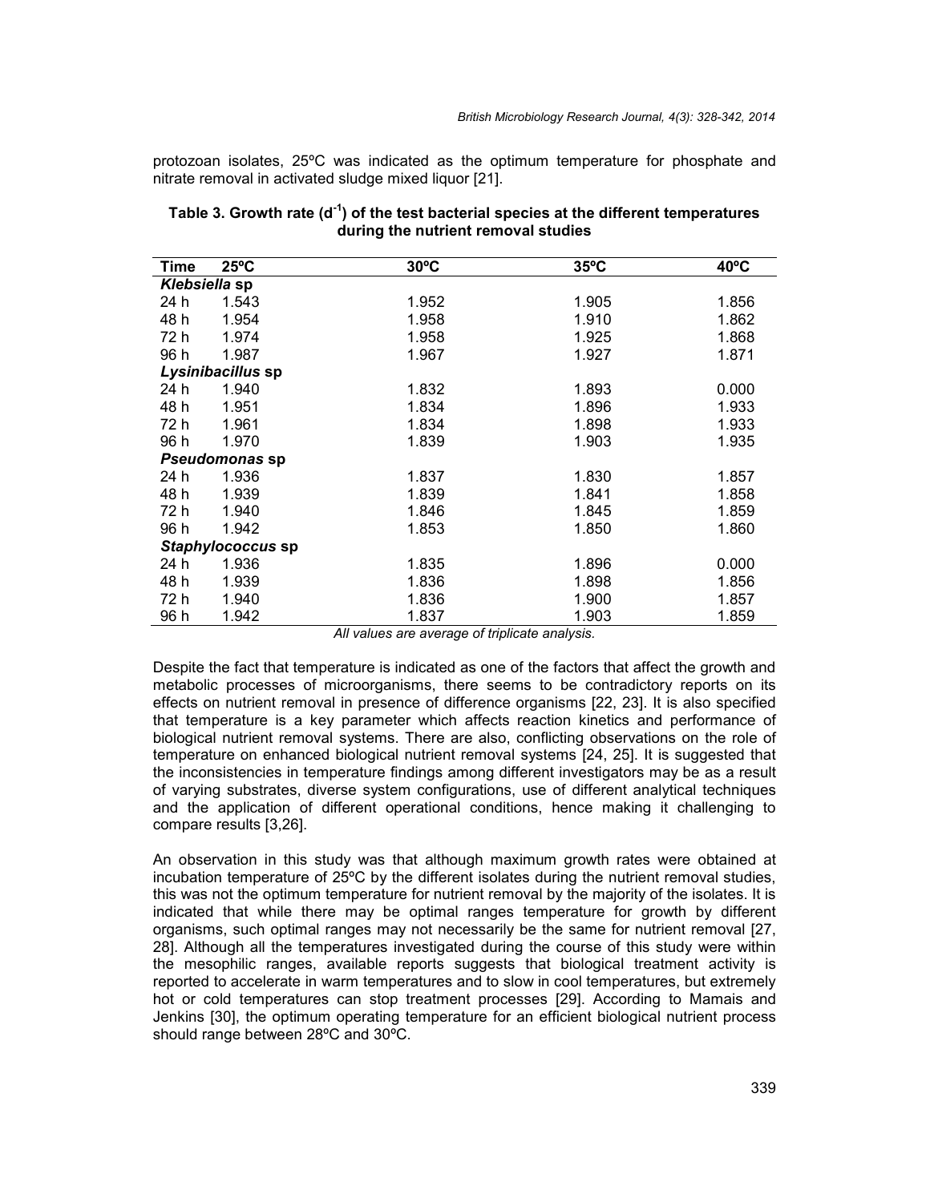protozoan isolates, 25ºC was indicated as the optimum temperature for phosphate and nitrate removal in activated sludge mixed liquor [21].

**Table 3. Growth rate ($d^{-1}$) of the test bacterial species at the different temperatures during the nutrient removal studies**

| Time | 25ºC | 30ºC | 35ºC | 40ºC |
|---|---|---|---|---|
| ***Klebsiella* sp** | | | | |
| 24 h | 1.543 | 1.952 | 1.905 | 1.856 |
| 48 h | 1.954 | 1.958 | 1.910 | 1.862 |
| 72 h | 1.974 | 1.958 | 1.925 | 1.868 |
| 96 h | 1.987 | 1.967 | 1.927 | 1.871 |
| ***Lysinibacillus* sp** | | | | |
| 24 h | 1.940 | 1.832 | 1.893 | 0.000 |
| 48 h | 1.951 | 1.834 | 1.896 | 1.933 |
| 72 h | 1.961 | 1.834 | 1.898 | 1.933 |
| 96 h | 1.970 | 1.839 | 1.903 | 1.935 |
| ***Pseudomonas* sp** | | | | |
| 24 h | 1.936 | 1.837 | 1.830 | 1.857 |
| 48 h | 1.939 | 1.839 | 1.841 | 1.858 |
| 72 h | 1.940 | 1.846 | 1.845 | 1.859 |
| 96 h | 1.942 | 1.853 | 1.850 | 1.860 |
| ***Staphylococcus* sp** | | | | |
| 24 h | 1.936 | 1.835 | 1.896 | 0.000 |
| 48 h | 1.939 | 1.836 | 1.898 | 1.856 |
| 72 h | 1.940 | 1.836 | 1.900 | 1.857 |
| 96 h | 1.942 | 1.837 | 1.903 | 1.859 |

*All values are average of triplicate analysis.*

Despite the fact that temperature is indicated as one of the factors that affect the growth and metabolic processes of microorganisms, there seems to be contradictory reports on its effects on nutrient removal in presence of difference organisms [22, 23]. It is also specified that temperature is a key parameter which affects reaction kinetics and performance of biological nutrient removal systems. There are also, conflicting observations on the role of temperature on enhanced biological nutrient removal systems [24, 25]. It is suggested that the inconsistencies in temperature findings among different investigators may be as a result of varying substrates, diverse system configurations, use of different analytical techniques and the application of different operational conditions, hence making it challenging to compare results [3,26].

An observation in this study was that although maximum growth rates were obtained at incubation temperature of 25ºC by the different isolates during the nutrient removal studies, this was not the optimum temperature for nutrient removal by the majority of the isolates. It is indicated that while there may be optimal ranges temperature for growth by different organisms, such optimal ranges may not necessarily be the same for nutrient removal [27, 28]. Although all the temperatures investigated during the course of this study were within the mesophilic ranges, available reports suggests that biological treatment activity is reported to accelerate in warm temperatures and to slow in cool temperatures, but extremely hot or cold temperatures can stop treatment processes [29]. According to Mamais and Jenkins [30], the optimum operating temperature for an efficient biological nutrient process should range between 28ºC and 30ºC.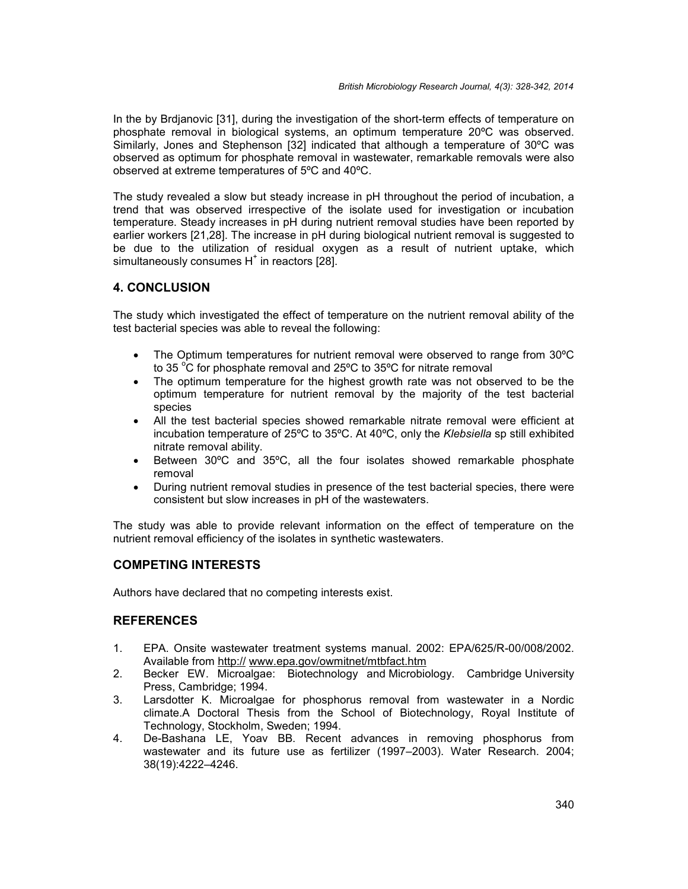In the by Brdjanovic [31], during the investigation of the short-term effects of temperature on phosphate removal in biological systems, an optimum temperature 20ºC was observed. Similarly, Jones and Stephenson [32] indicated that although a temperature of 30ºC was observed as optimum for phosphate removal in wastewater, remarkable removals were also observed at extreme temperatures of 5ºC and 40ºC.

The study revealed a slow but steady increase in pH throughout the period of incubation, a trend that was observed irrespective of the isolate used for investigation or incubation temperature. Steady increases in pH during nutrient removal studies have been reported by earlier workers [21,28]. The increase in pH during biological nutrient removal is suggested to be due to the utilization of residual oxygen as a result of nutrient uptake, which simultaneously consumes $H^+$ in reactors [28].

## 4. CONCLUSION

The study which investigated the effect of temperature on the nutrient removal ability of the test bacterial species was able to reveal the following:

- The Optimum temperatures for nutrient removal were observed to range from 30ºC to 35 °C for phosphate removal and 25ºC to 35ºC for nitrate removal
- The optimum temperature for the highest growth rate was not observed to be the optimum temperature for nutrient removal by the majority of the test bacterial species
- All the test bacterial species showed remarkable nitrate removal were efficient at incubation temperature of 25ºC to 35ºC. At 40ºC, only the *Klebsiella* sp still exhibited nitrate removal ability.
- Between 30ºC and 35ºC, all the four isolates showed remarkable phosphate removal
- During nutrient removal studies in presence of the test bacterial species, there were consistent but slow increases in pH of the wastewaters.

The study was able to provide relevant information on the effect of temperature on the nutrient removal efficiency of the isolates in synthetic wastewaters.

## COMPETING INTERESTS

Authors have declared that no competing interests exist.

## REFERENCES

1. EPA. Onsite wastewater treatment systems manual. 2002: EPA/625/R-00/008/2002. Available from http:// www.epa.gov/owmitnet/mtbfact.htm
2. Becker EW. Microalgae: Biotechnology and Microbiology. Cambridge University Press, Cambridge; 1994.
3. Larsdotter K. Microalgae for phosphorus removal from wastewater in a Nordic climate.A Doctoral Thesis from the School of Biotechnology, Royal Institute of Technology, Stockholm, Sweden; 1994.
4. De-Bashana LE, Yoav BB. Recent advances in removing phosphorus from wastewater and its future use as fertilizer (1997–2003). Water Research. 2004; 38(19):4222–4246.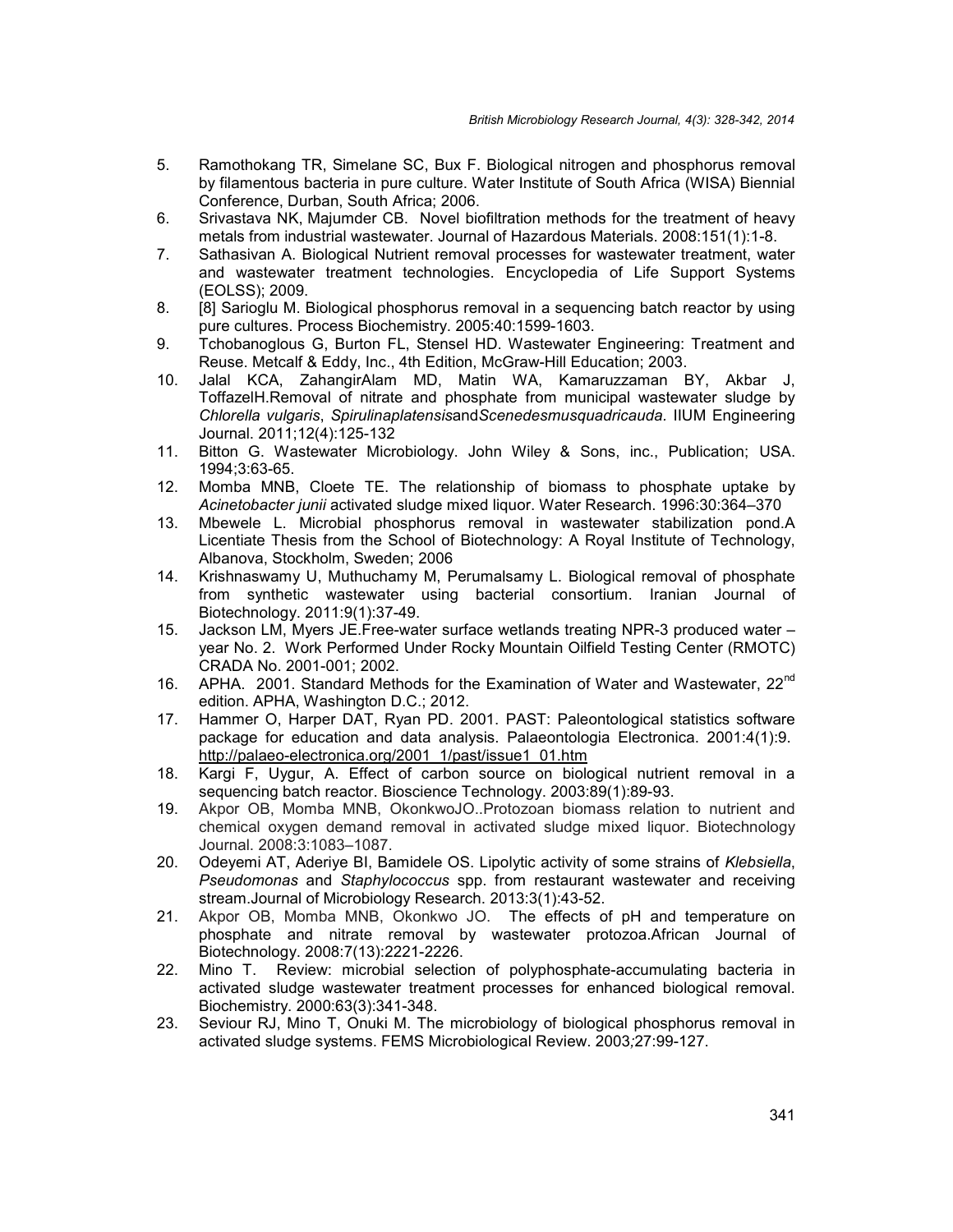5. Ramothokang TR, Simelane SC, Bux F. Biological nitrogen and phosphorus removal by filamentous bacteria in pure culture. Water Institute of South Africa (WISA) Biennial Conference, Durban, South Africa; 2006.
6. Srivastava NK, Majumder CB. Novel biofiltration methods for the treatment of heavy metals from industrial wastewater. Journal of Hazardous Materials. 2008:151(1):1-8.
7. Sathasivan A. Biological Nutrient removal processes for wastewater treatment, water and wastewater treatment technologies. Encyclopedia of Life Support Systems (EOLSS); 2009.
8. [8] Sarioglu M. Biological phosphorus removal in a sequencing batch reactor by using pure cultures. Process Biochemistry. 2005:40:1599-1603.
9. Tchobanoglous G, Burton FL, Stensel HD. Wastewater Engineering: Treatment and Reuse. Metcalf & Eddy, Inc., 4th Edition, McGraw-Hill Education; 2003.
10. Jalal KCA, ZahangirAlam MD, Matin WA, Kamaruzzaman BY, Akbar J, ToffazelH.Removal of nitrate and phosphate from municipal wastewater sludge by *Chlorella vulgaris*, *Spirulinaplatensis*and*Scenedesmusquadricauda*. IIUM Engineering Journal. 2011;12(4):125-132
11. Bitton G. Wastewater Microbiology. John Wiley & Sons, inc., Publication; USA. 1994;3:63-65.
12. Momba MNB, Cloete TE. The relationship of biomass to phosphate uptake by *Acinetobacter junii* activated sludge mixed liquor. Water Research. 1996:30:364–370
13. Mbewele L. Microbial phosphorus removal in wastewater stabilization pond.A Licentiate Thesis from the School of Biotechnology: A Royal Institute of Technology, Albanova, Stockholm, Sweden; 2006
14. Krishnaswamy U, Muthuchamy M, Perumalsamy L. Biological removal of phosphate from synthetic wastewater using bacterial consortium. Iranian Journal of Biotechnology. 2011:9(1):37-49.
15. Jackson LM, Myers JE.Free-water surface wetlands treating NPR-3 produced water – year No. 2. Work Performed Under Rocky Mountain Oilfield Testing Center (RMOTC) CRADA No. 2001-001; 2002.
16. APHA. 2001. Standard Methods for the Examination of Water and Wastewater, 22[nd] edition. APHA, Washington D.C.; 2012.
17. Hammer O, Harper DAT, Ryan PD. 2001. PAST: Paleontological statistics software package for education and data analysis. Palaeontologia Electronica. 2001:4(1):9. http://palaeo-electronica.org/2001_1/past/issue1_01.htm
18. Kargi F, Uygur, A. Effect of carbon source on biological nutrient removal in a sequencing batch reactor. Bioscience Technology. 2003:89(1):89-93.
19. Akpor OB, Momba MNB, OkonkwoJO..Protozoan biomass relation to nutrient and chemical oxygen demand removal in activated sludge mixed liquor. Biotechnology Journal. 2008:3:1083–1087.
20. Odeyemi AT, Aderiye BI, Bamidele OS. Lipolytic activity of some strains of *Klebsiella*, *Pseudomonas* and *Staphylococcus* spp. from restaurant wastewater and receiving stream.Journal of Microbiology Research. 2013:3(1):43-52.
21. Akpor OB, Momba MNB, Okonkwo JO. The effects of pH and temperature on phosphate and nitrate removal by wastewater protozoa.African Journal of Biotechnology. 2008:7(13):2221-2226.
22. Mino T. Review: microbial selection of polyphosphate-accumulating bacteria in activated sludge wastewater treatment processes for enhanced biological removal. Biochemistry. 2000:63(3):341-348.
23. Seviour RJ, Mino T, Onuki M. The microbiology of biological phosphorus removal in activated sludge systems. FEMS Microbiological Review. 2003;27:99-127.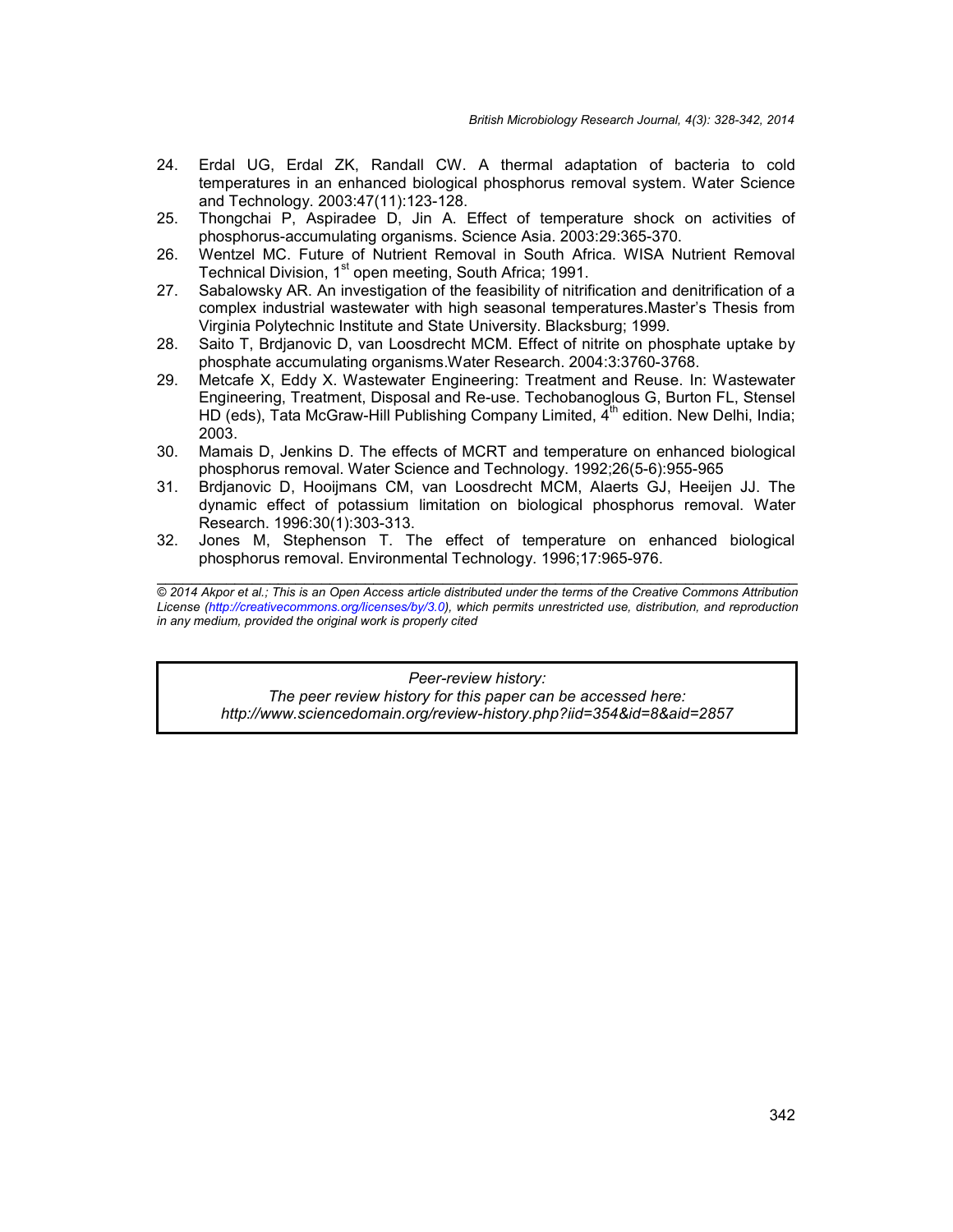24. Erdal UG, Erdal ZK, Randall CW. A thermal adaptation of bacteria to cold temperatures in an enhanced biological phosphorus removal system. Water Science and Technology. 2003:47(11):123-128.
25. Thongchai P, Aspiradee D, Jin A. Effect of temperature shock on activities of phosphorus-accumulating organisms. Science Asia. 2003:29:365-370.
26. Wentzel MC. Future of Nutrient Removal in South Africa. WISA Nutrient Removal Technical Division, 1st open meeting, South Africa; 1991.
27. Sabalowsky AR. An investigation of the feasibility of nitrification and denitrification of a complex industrial wastewater with high seasonal temperatures.Master's Thesis from Virginia Polytechnic Institute and State University. Blacksburg; 1999.
28. Saito T, Brdjanovic D, van Loosdrecht MCM. Effect of nitrite on phosphate uptake by phosphate accumulating organisms.Water Research. 2004:3:3760-3768.
29. Metcafe X, Eddy X. Wastewater Engineering: Treatment and Reuse. In: Wastewater Engineering, Treatment, Disposal and Re-use. Techobanoglous G, Burton FL, Stensel HD (eds), Tata McGraw-Hill Publishing Company Limited, 4th edition. New Delhi, India; 2003.
30. Mamais D, Jenkins D. The effects of MCRT and temperature on enhanced biological phosphorus removal. Water Science and Technology. 1992;26(5-6):955-965
31. Brdjanovic D, Hooijmans CM, van Loosdrecht MCM, Alaerts GJ, Heeijen JJ. The dynamic effect of potassium limitation on biological phosphorus removal. Water Research. 1996:30(1):303-313.
32. Jones M, Stephenson T. The effect of temperature on enhanced biological phosphorus removal. Environmental Technology. 1996;17:965-976.

---

*© 2014 Akpor et al.; This is an Open Access article distributed under the terms of the Creative Commons Attribution License (http://creativecommons.org/licenses/by/3.0), which permits unrestricted use, distribution, and reproduction in any medium, provided the original work is properly cited*

*Peer-review history:*
*The peer review history for this paper can be accessed here:*
*http://www.sciencedomain.org/review-history.php?iid=354&id=8&aid=2857*